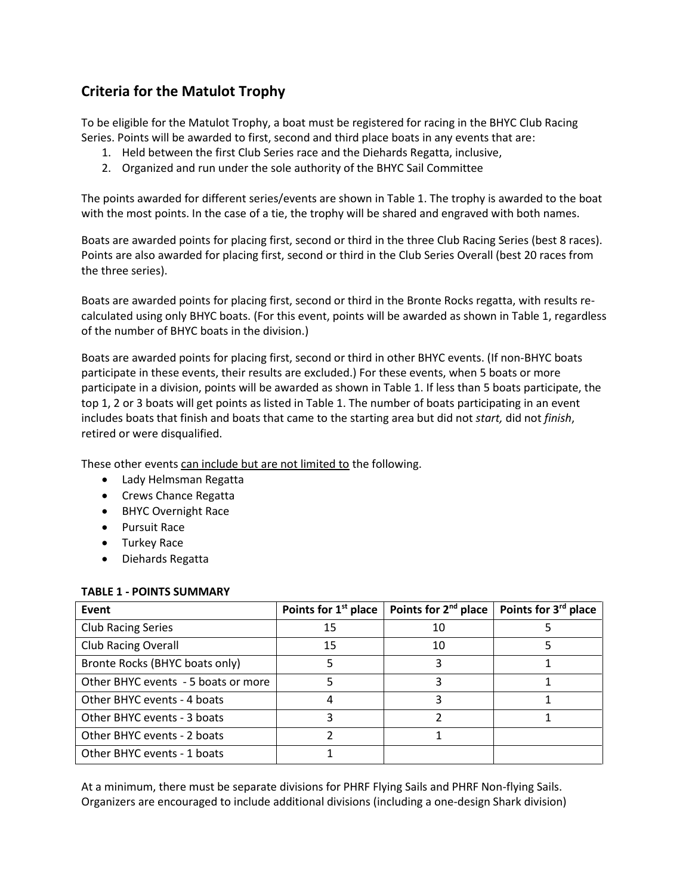## Criteria for the Matulot Trophy

To be eligible for the Matulot Trophy, a boat must be registered for racing in the BHYC Club Racing Series. Points will be awarded to first, second and third place boats in any events that are:

1. Held between the first Club Series race and the Diehards Regatta, inclusive,
2. Organized and run under the sole authority of the BHYC Sail Committee

The points awarded for different series/events are shown in Table 1. The trophy is awarded to the boat with the most points. In the case of a tie, the trophy will be shared and engraved with both names.

Boats are awarded points for placing first, second or third in the three Club Racing Series (best 8 races). Points are also awarded for placing first, second or third in the Club Series Overall (best 20 races from the three series).

Boats are awarded points for placing first, second or third in the Bronte Rocks regatta, with results re-calculated using only BHYC boats. (For this event, points will be awarded as shown in Table 1, regardless of the number of BHYC boats in the division.)

Boats are awarded points for placing first, second or third in other BHYC events. (If non-BHYC boats participate in these events, their results are excluded.) For these events, when 5 boats or more participate in a division, points will be awarded as shown in Table 1. If less than 5 boats participate, the top 1, 2 or 3 boats will get points as listed in Table 1. The number of boats participating in an event includes boats that finish and boats that came to the starting area but did not *start,* did not *finish*, retired or were disqualified.

These other events <u>can include but are not limited to</u> the following.

- Lady Helmsman Regatta
- Crews Chance Regatta
- BHYC Overnight Race
- Pursuit Race
- Turkey Race
- Diehards Regatta

**TABLE 1 - POINTS SUMMARY**

| Event | Points for 1st place | Points for 2nd place | Points for 3rd place |
|---|---|---|---|
| Club Racing Series | 15 | 10 | 5 |
| Club Racing Overall | 15 | 10 | 5 |
| Bronte Rocks (BHYC boats only) | 5 | 3 | 1 |
| Other BHYC events - 5 boats or more | 5 | 3 | 1 |
| Other BHYC events - 4 boats | 4 | 3 | 1 |
| Other BHYC events - 3 boats | 3 | 2 | 1 |
| Other BHYC events - 2 boats | 2 | 1 | |
| Other BHYC events - 1 boats | 1 | | |

At a minimum, there must be separate divisions for PHRF Flying Sails and PHRF Non-flying Sails. Organizers are encouraged to include additional divisions (including a one-design Shark division)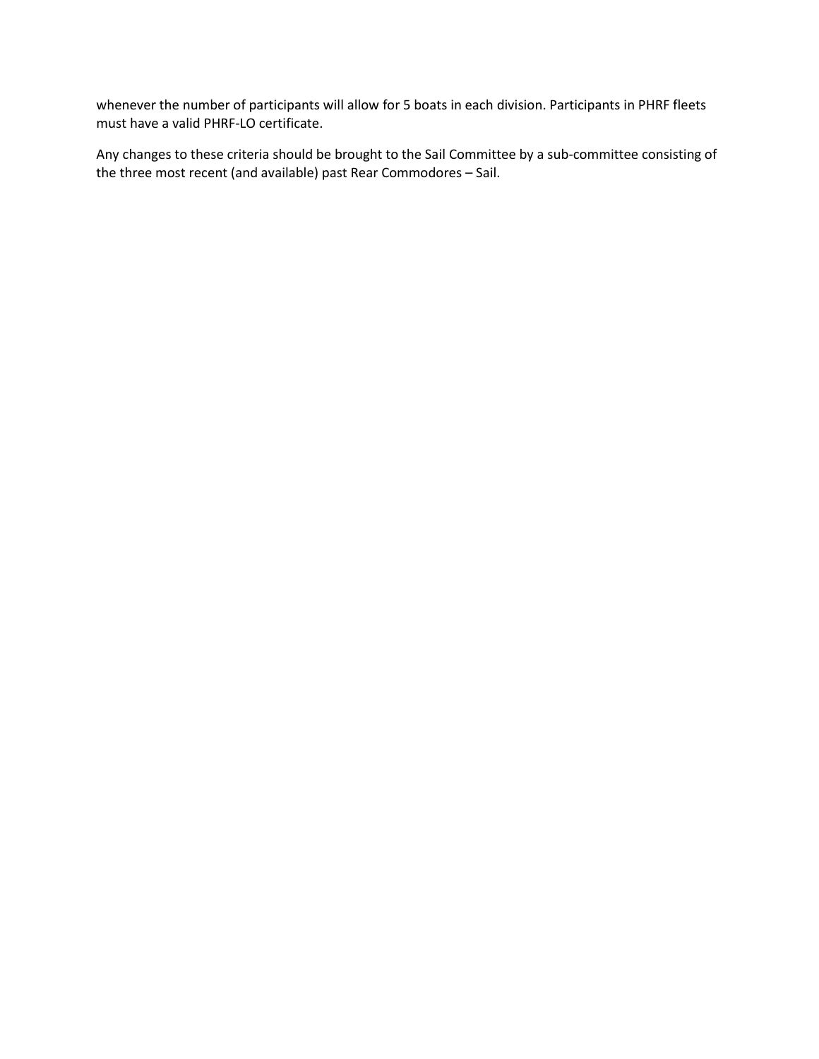whenever the number of participants will allow for 5 boats in each division. Participants in PHRF fleets must have a valid PHRF-LO certificate.

Any changes to these criteria should be brought to the Sail Committee by a sub-committee consisting of the three most recent (and available) past Rear Commodores – Sail.